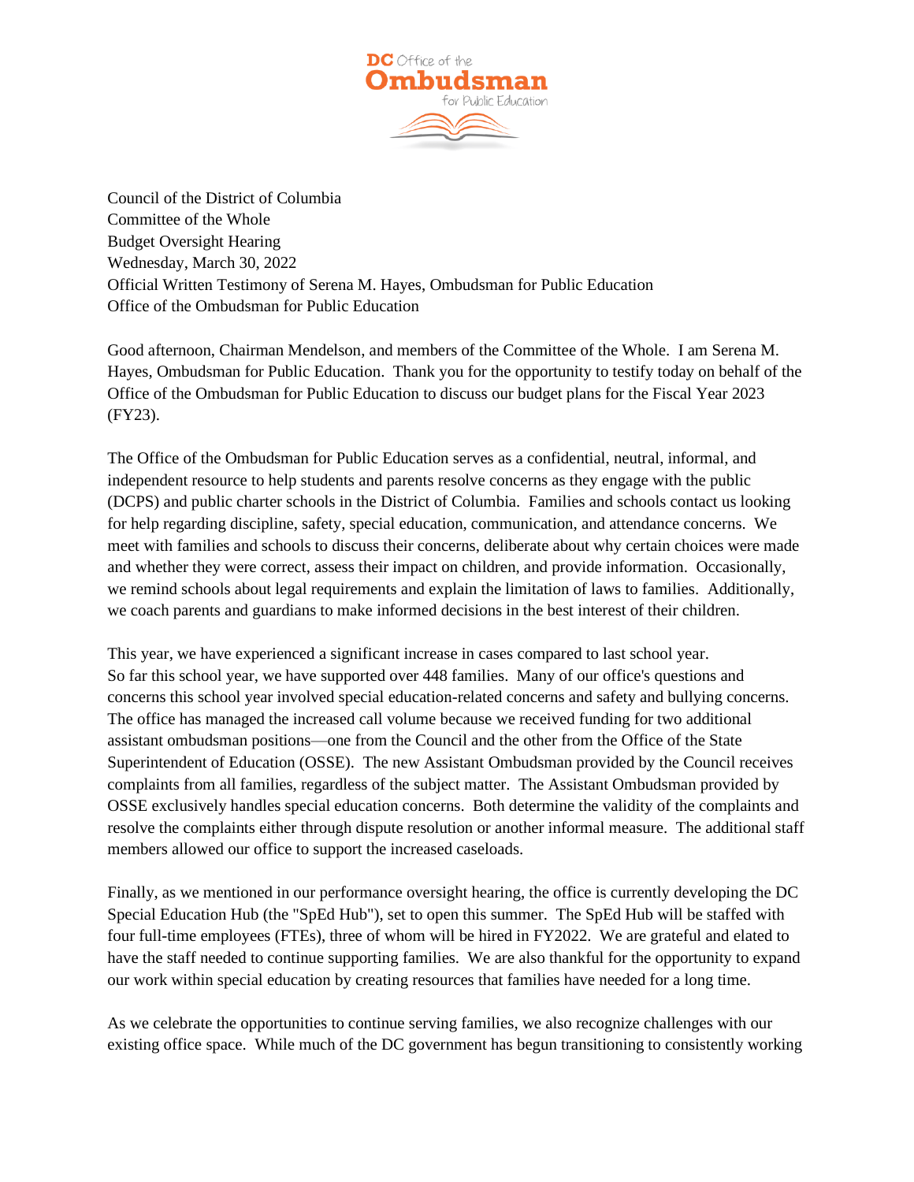DC Office of the Ombudsman for Public Education

Council of the District of Columbia
Committee of the Whole
Budget Oversight Hearing
Wednesday, March 30, 2022
Official Written Testimony of Serena M. Hayes, Ombudsman for Public Education
Office of the Ombudsman for Public Education

Good afternoon, Chairman Mendelson, and members of the Committee of the Whole. I am Serena M. Hayes, Ombudsman for Public Education. Thank you for the opportunity to testify today on behalf of the Office of the Ombudsman for Public Education to discuss our budget plans for the Fiscal Year 2023 (FY23).

The Office of the Ombudsman for Public Education serves as a confidential, neutral, informal, and independent resource to help students and parents resolve concerns as they engage with the public (DCPS) and public charter schools in the District of Columbia. Families and schools contact us looking for help regarding discipline, safety, special education, communication, and attendance concerns. We meet with families and schools to discuss their concerns, deliberate about why certain choices were made and whether they were correct, assess their impact on children, and provide information. Occasionally, we remind schools about legal requirements and explain the limitation of laws to families. Additionally, we coach parents and guardians to make informed decisions in the best interest of their children.

This year, we have experienced a significant increase in cases compared to last school year. So far this school year, we have supported over 448 families. Many of our office's questions and concerns this school year involved special education-related concerns and safety and bullying concerns. The office has managed the increased call volume because we received funding for two additional assistant ombudsman positions—one from the Council and the other from the Office of the State Superintendent of Education (OSSE). The new Assistant Ombudsman provided by the Council receives complaints from all families, regardless of the subject matter. The Assistant Ombudsman provided by OSSE exclusively handles special education concerns. Both determine the validity of the complaints and resolve the complaints either through dispute resolution or another informal measure. The additional staff members allowed our office to support the increased caseloads.

Finally, as we mentioned in our performance oversight hearing, the office is currently developing the DC Special Education Hub (the "SpEd Hub"), set to open this summer. The SpEd Hub will be staffed with four full-time employees (FTEs), three of whom will be hired in FY2022. We are grateful and elated to have the staff needed to continue supporting families. We are also thankful for the opportunity to expand our work within special education by creating resources that families have needed for a long time.

As we celebrate the opportunities to continue serving families, we also recognize challenges with our existing office space. While much of the DC government has begun transitioning to consistently working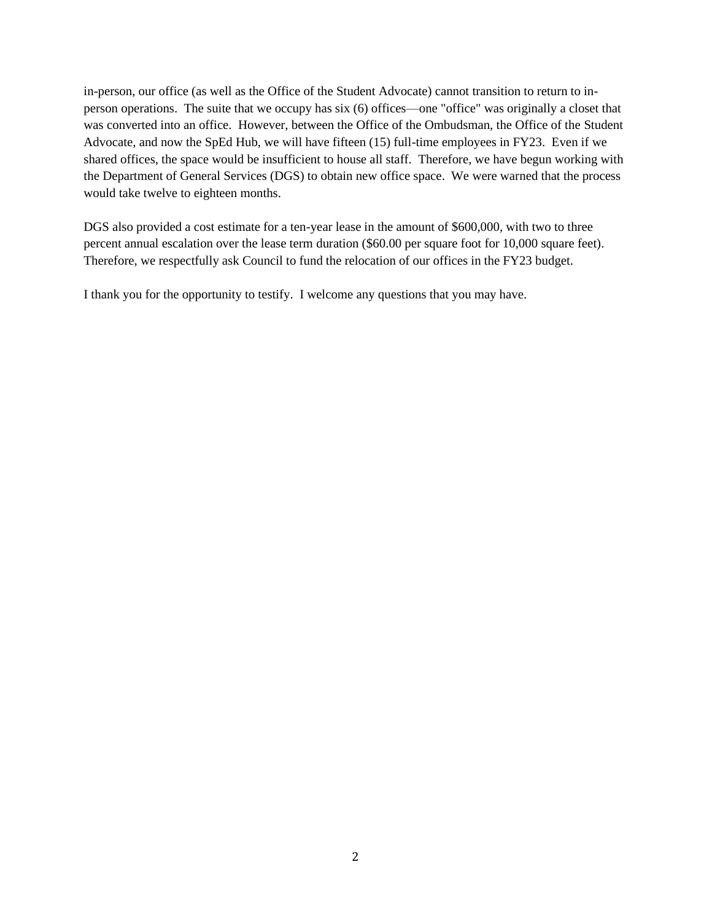in-person, our office (as well as the Office of the Student Advocate) cannot transition to return to in-person operations. The suite that we occupy has six (6) offices—one "office" was originally a closet that was converted into an office. However, between the Office of the Ombudsman, the Office of the Student Advocate, and now the SpEd Hub, we will have fifteen (15) full-time employees in FY23. Even if we shared offices, the space would be insufficient to house all staff. Therefore, we have begun working with the Department of General Services (DGS) to obtain new office space. We were warned that the process would take twelve to eighteen months.

DGS also provided a cost estimate for a ten-year lease in the amount of $600,000, with two to three percent annual escalation over the lease term duration ($60.00 per square foot for 10,000 square feet). Therefore, we respectfully ask Council to fund the relocation of our offices in the FY23 budget.

I thank you for the opportunity to testify. I welcome any questions that you may have.